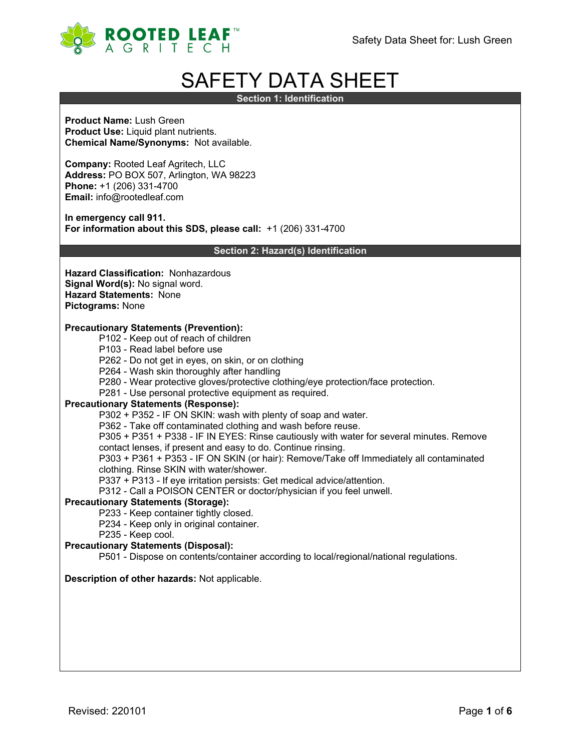# SAFETY DATA SHEET

## Section 1: Identification

**Product Name:** Lush Green
**Product Use:** Liquid plant nutrients.
**Chemical Name/Synonyms:** Not available.

**Company:** Rooted Leaf Agritech, LLC
**Address:** PO BOX 507, Arlington, WA 98223
**Phone:** +1 (206) 331-4700
**Email:** info@rootedleaf.com

**In emergency call 911.**
**For information about this SDS, please call:** +1 (206) 331-4700

## Section 2: Hazard(s) Identification

**Hazard Classification:** Nonhazardous
**Signal Word(s):** No signal word.
**Hazard Statements:** None
**Pictograms:** None

**Precautionary Statements (Prevention):**

- P102 - Keep out of reach of children
- P103 - Read label before use
- P262 - Do not get in eyes, on skin, or on clothing
- P264 - Wash skin thoroughly after handling
- P280 - Wear protective gloves/protective clothing/eye protection/face protection.
- P281 - Use personal protective equipment as required.

**Precautionary Statements (Response):**

- P302 + P352 - IF ON SKIN: wash with plenty of soap and water.
- P362 - Take off contaminated clothing and wash before reuse.
- P305 + P351 + P338 - IF IN EYES: Rinse cautiously with water for several minutes. Remove contact lenses, if present and easy to do. Continue rinsing.
- P303 + P361 + P353 - IF ON SKIN (or hair): Remove/Take off Immediately all contaminated clothing. Rinse SKIN with water/shower.
- P337 + P313 - If eye irritation persists: Get medical advice/attention.
- P312 - Call a POISON CENTER or doctor/physician if you feel unwell.

**Precautionary Statements (Storage):**

- P233 - Keep container tightly closed.
- P234 - Keep only in original container.
- P235 - Keep cool.

**Precautionary Statements (Disposal):**

- P501 - Dispose on contents/container according to local/regional/national regulations.

**Description of other hazards:** Not applicable.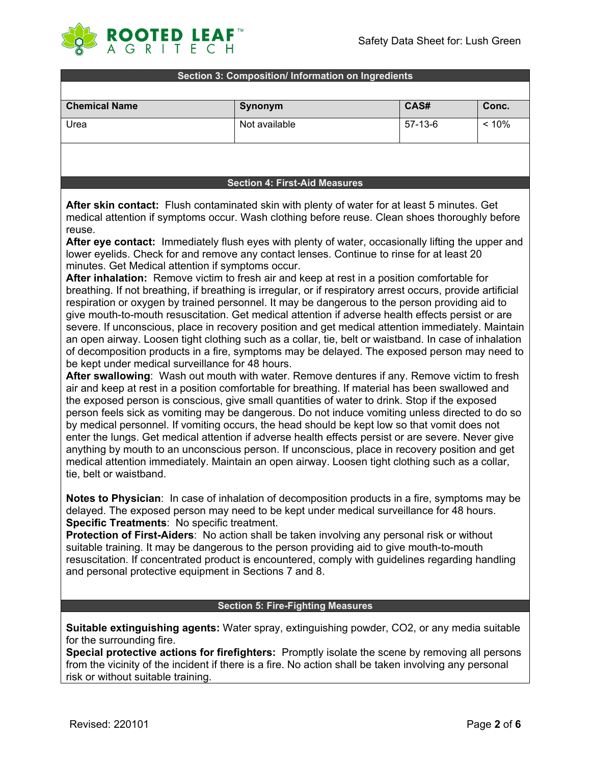## Section 3: Composition/ Information on Ingredients

| Chemical Name | Synonym | CAS# | Conc. |
|---|---|---|---|
| Urea | Not available | 57-13-6 | < 10% |

## Section 4: First-Aid Measures

**After skin contact:** Flush contaminated skin with plenty of water for at least 5 minutes. Get medical attention if symptoms occur. Wash clothing before reuse. Clean shoes thoroughly before reuse.
**After eye contact:** Immediately flush eyes with plenty of water, occasionally lifting the upper and lower eyelids. Check for and remove any contact lenses. Continue to rinse for at least 20 minutes. Get Medical attention if symptoms occur.
**After inhalation:** Remove victim to fresh air and keep at rest in a position comfortable for breathing. If not breathing, if breathing is irregular, or if respiratory arrest occurs, provide artificial respiration or oxygen by trained personnel. It may be dangerous to the person providing aid to give mouth-to-mouth resuscitation. Get medical attention if adverse health effects persist or are severe. If unconscious, place in recovery position and get medical attention immediately. Maintain an open airway. Loosen tight clothing such as a collar, tie, belt or waistband. In case of inhalation of decomposition products in a fire, symptoms may be delayed. The exposed person may need to be kept under medical surveillance for 48 hours.
**After swallowing**: Wash out mouth with water. Remove dentures if any. Remove victim to fresh air and keep at rest in a position comfortable for breathing. If material has been swallowed and the exposed person is conscious, give small quantities of water to drink. Stop if the exposed person feels sick as vomiting may be dangerous. Do not induce vomiting unless directed to do so by medical personnel. If vomiting occurs, the head should be kept low so that vomit does not enter the lungs. Get medical attention if adverse health effects persist or are severe. Never give anything by mouth to an unconscious person. If unconscious, place in recovery position and get medical attention immediately. Maintain an open airway. Loosen tight clothing such as a collar, tie, belt or waistband.

**Notes to Physician**: In case of inhalation of decomposition products in a fire, symptoms may be delayed. The exposed person may need to be kept under medical surveillance for 48 hours.
**Specific Treatments**: No specific treatment.
**Protection of First-Aiders**: No action shall be taken involving any personal risk or without suitable training. It may be dangerous to the person providing aid to give mouth-to-mouth resuscitation. If concentrated product is encountered, comply with guidelines regarding handling and personal protective equipment in Sections 7 and 8.

## Section 5: Fire-Fighting Measures

**Suitable extinguishing agents:** Water spray, extinguishing powder, $CO_2$, or any media suitable for the surrounding fire.
**Special protective actions for firefighters:** Promptly isolate the scene by removing all persons from the vicinity of the incident if there is a fire. No action shall be taken involving any personal risk or without suitable training.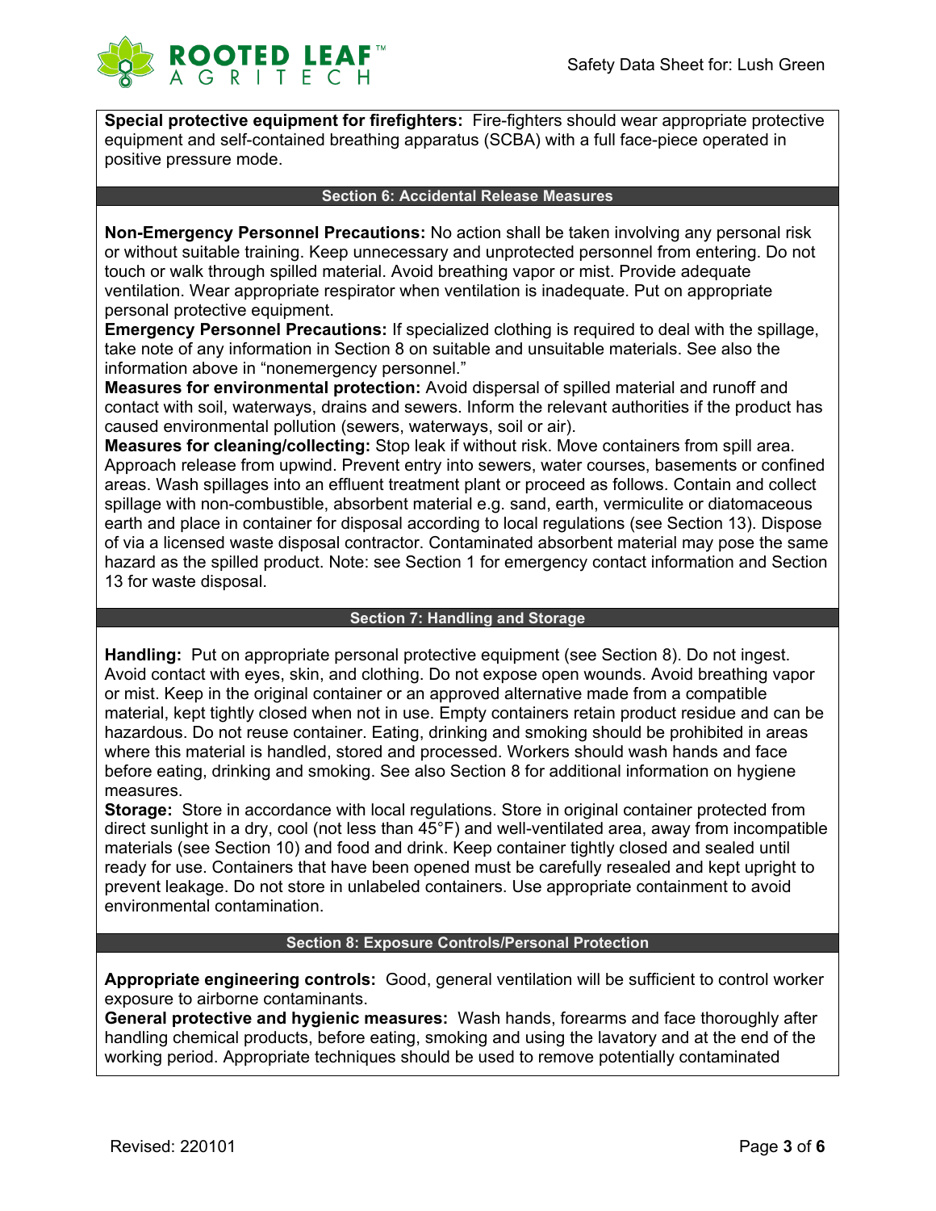**Special protective equipment for firefighters:** Fire-fighters should wear appropriate protective equipment and self-contained breathing apparatus (SCBA) with a full face-piece operated in positive pressure mode.

## Section 6: Accidental Release Measures

**Non-Emergency Personnel Precautions:** No action shall be taken involving any personal risk or without suitable training. Keep unnecessary and unprotected personnel from entering. Do not touch or walk through spilled material. Avoid breathing vapor or mist. Provide adequate ventilation. Wear appropriate respirator when ventilation is inadequate. Put on appropriate personal protective equipment.

**Emergency Personnel Precautions:** If specialized clothing is required to deal with the spillage, take note of any information in Section 8 on suitable and unsuitable materials. See also the information above in "nonemergency personnel."

**Measures for environmental protection:** Avoid dispersal of spilled material and runoff and contact with soil, waterways, drains and sewers. Inform the relevant authorities if the product has caused environmental pollution (sewers, waterways, soil or air).

**Measures for cleaning/collecting:** Stop leak if without risk. Move containers from spill area. Approach release from upwind. Prevent entry into sewers, water courses, basements or confined areas. Wash spillages into an effluent treatment plant or proceed as follows. Contain and collect spillage with non-combustible, absorbent material e.g. sand, earth, vermiculite or diatomaceous earth and place in container for disposal according to local regulations (see Section 13). Dispose of via a licensed waste disposal contractor. Contaminated absorbent material may pose the same hazard as the spilled product. Note: see Section 1 for emergency contact information and Section 13 for waste disposal.

## Section 7: Handling and Storage

**Handling:** Put on appropriate personal protective equipment (see Section 8). Do not ingest. Avoid contact with eyes, skin, and clothing. Do not expose open wounds. Avoid breathing vapor or mist. Keep in the original container or an approved alternative made from a compatible material, kept tightly closed when not in use. Empty containers retain product residue and can be hazardous. Do not reuse container. Eating, drinking and smoking should be prohibited in areas where this material is handled, stored and processed. Workers should wash hands and face before eating, drinking and smoking. See also Section 8 for additional information on hygiene measures.

**Storage:** Store in accordance with local regulations. Store in original container protected from direct sunlight in a dry, cool (not less than 45°F) and well-ventilated area, away from incompatible materials (see Section 10) and food and drink. Keep container tightly closed and sealed until ready for use. Containers that have been opened must be carefully resealed and kept upright to prevent leakage. Do not store in unlabeled containers. Use appropriate containment to avoid environmental contamination.

## Section 8: Exposure Controls/Personal Protection

**Appropriate engineering controls:** Good, general ventilation will be sufficient to control worker exposure to airborne contaminants.

**General protective and hygienic measures:** Wash hands, forearms and face thoroughly after handling chemical products, before eating, smoking and using the lavatory and at the end of the working period. Appropriate techniques should be used to remove potentially contaminated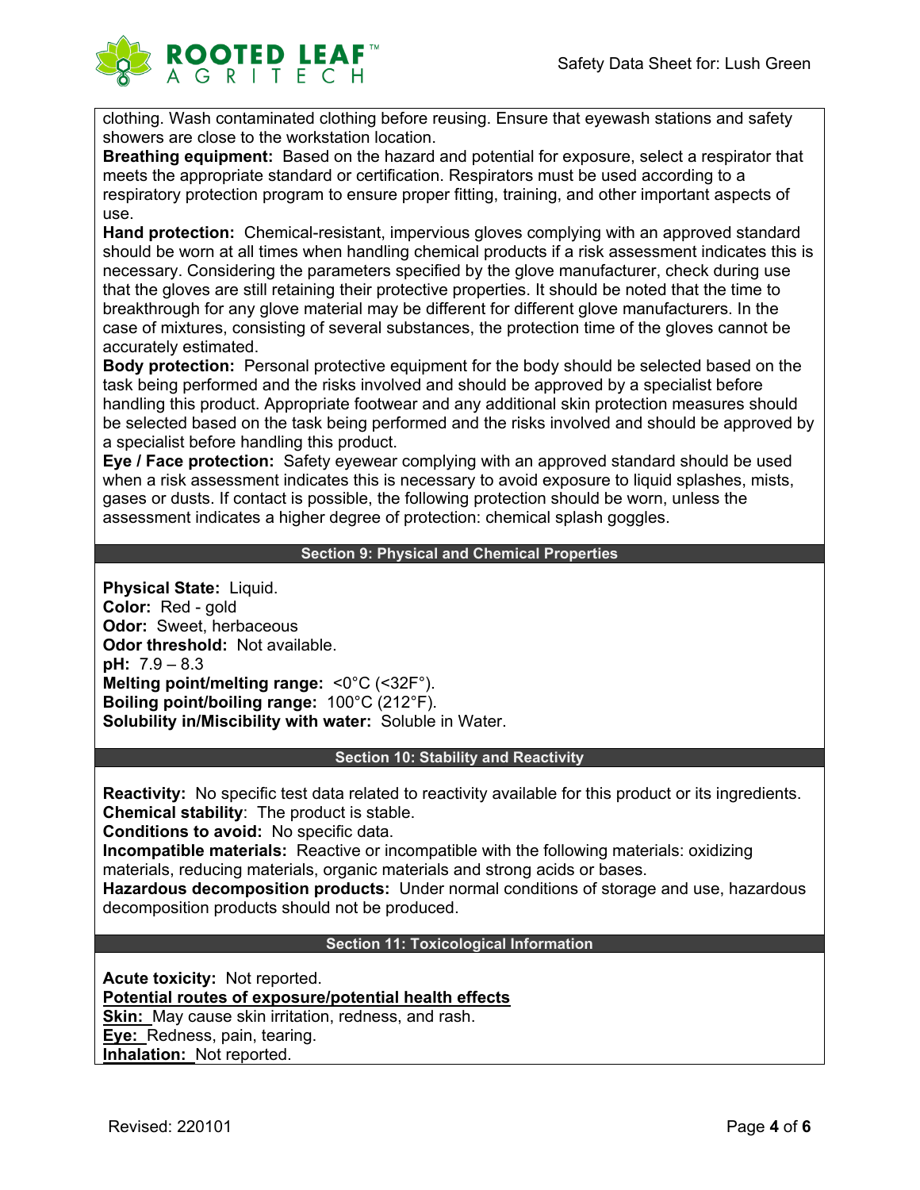clothing. Wash contaminated clothing before reusing. Ensure that eyewash stations and safety showers are close to the workstation location.

**Breathing equipment:** Based on the hazard and potential for exposure, select a respirator that meets the appropriate standard or certification. Respirators must be used according to a respiratory protection program to ensure proper fitting, training, and other important aspects of use.

**Hand protection:** Chemical-resistant, impervious gloves complying with an approved standard should be worn at all times when handling chemical products if a risk assessment indicates this is necessary. Considering the parameters specified by the glove manufacturer, check during use that the gloves are still retaining their protective properties. It should be noted that the time to breakthrough for any glove material may be different for different glove manufacturers. In the case of mixtures, consisting of several substances, the protection time of the gloves cannot be accurately estimated.

**Body protection:** Personal protective equipment for the body should be selected based on the task being performed and the risks involved and should be approved by a specialist before handling this product. Appropriate footwear and any additional skin protection measures should be selected based on the task being performed and the risks involved and should be approved by a specialist before handling this product.

**Eye / Face protection:** Safety eyewear complying with an approved standard should be used when a risk assessment indicates this is necessary to avoid exposure to liquid splashes, mists, gases or dusts. If contact is possible, the following protection should be worn, unless the assessment indicates a higher degree of protection: chemical splash goggles.

## Section 9: Physical and Chemical Properties

**Physical State:** Liquid.
**Color:** Red - gold
**Odor:** Sweet, herbaceous
**Odor threshold:** Not available.
**pH:** 7.9 – 8.3
**Melting point/melting range:** <0°C (<32F°).
**Boiling point/boiling range:** 100°C (212°F).
**Solubility in/Miscibility with water:** Soluble in Water.

## Section 10: Stability and Reactivity

**Reactivity:** No specific test data related to reactivity available for this product or its ingredients.
**Chemical stability**: The product is stable.
**Conditions to avoid:** No specific data.
**Incompatible materials:** Reactive or incompatible with the following materials: oxidizing materials, reducing materials, organic materials and strong acids or bases.
**Hazardous decomposition products:** Under normal conditions of storage and use, hazardous decomposition products should not be produced.

## Section 11: Toxicological Information

**Acute toxicity:** Not reported.
**Potential routes of exposure/potential health effects**
**Skin:** May cause skin irritation, redness, and rash.
**Eye:** Redness, pain, tearing.
**Inhalation:** Not reported.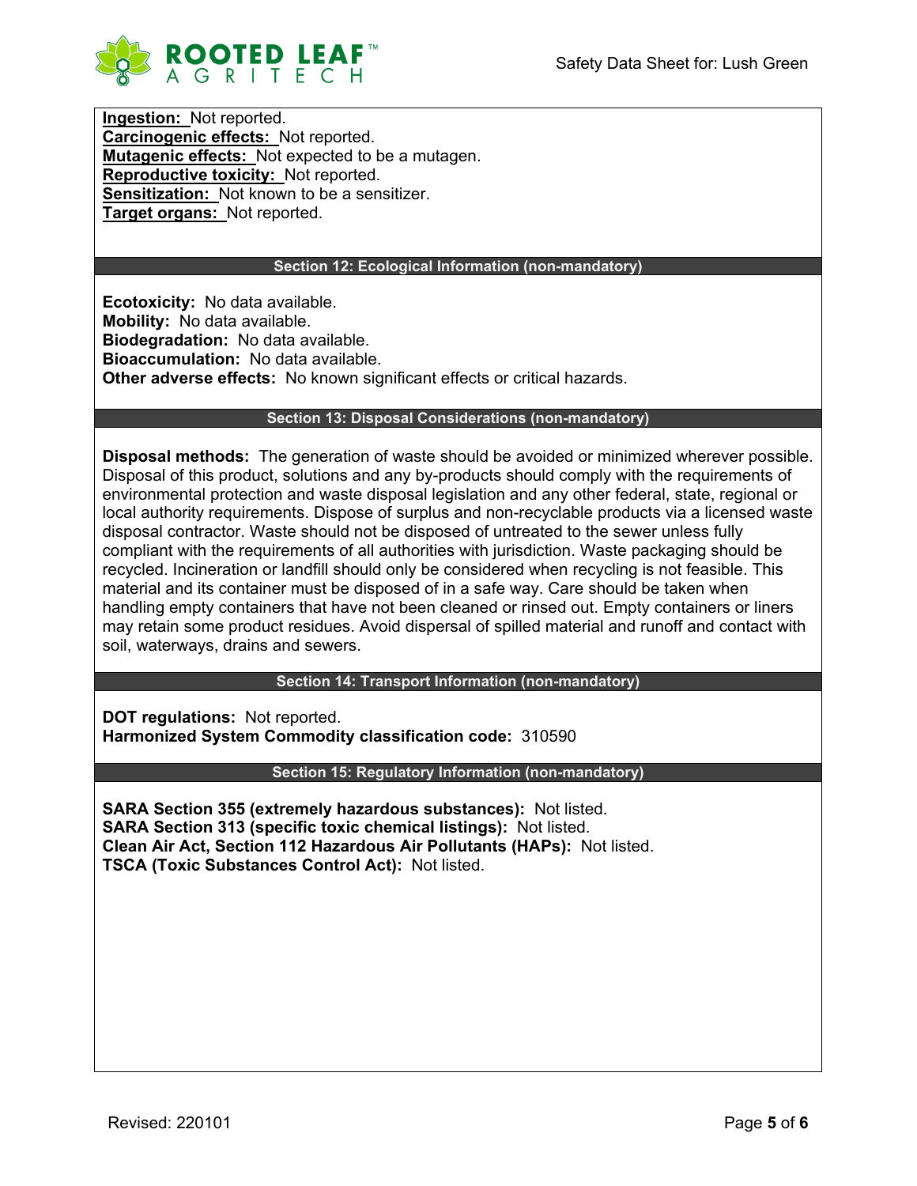**Ingestion:** Not reported.
**Carcinogenic effects:** Not reported.
**Mutagenic effects:** Not expected to be a mutagen.
**Reproductive toxicity:** Not reported.
**Sensitization:** Not known to be a sensitizer.
**Target organs:** Not reported.

## Section 12: Ecological Information (non-mandatory)

**Ecotoxicity:** No data available.
**Mobility:** No data available.
**Biodegradation:** No data available.
**Bioaccumulation:** No data available.
**Other adverse effects:** No known significant effects or critical hazards.

## Section 13: Disposal Considerations (non-mandatory)

**Disposal methods:** The generation of waste should be avoided or minimized wherever possible. Disposal of this product, solutions and any by-products should comply with the requirements of environmental protection and waste disposal legislation and any other federal, state, regional or local authority requirements. Dispose of surplus and non-recyclable products via a licensed waste disposal contractor. Waste should not be disposed of untreated to the sewer unless fully compliant with the requirements of all authorities with jurisdiction. Waste packaging should be recycled. Incineration or landfill should only be considered when recycling is not feasible. This material and its container must be disposed of in a safe way. Care should be taken when handling empty containers that have not been cleaned or rinsed out. Empty containers or liners may retain some product residues. Avoid dispersal of spilled material and runoff and contact with soil, waterways, drains and sewers.

## Section 14: Transport Information (non-mandatory)

**DOT regulations:** Not reported.
**Harmonized System Commodity classification code:** 310590

## Section 15: Regulatory Information (non-mandatory)

**SARA Section 355 (extremely hazardous substances):** Not listed.
**SARA Section 313 (specific toxic chemical listings):** Not listed.
**Clean Air Act, Section 112 Hazardous Air Pollutants (HAPs):** Not listed.
**TSCA (Toxic Substances Control Act):** Not listed.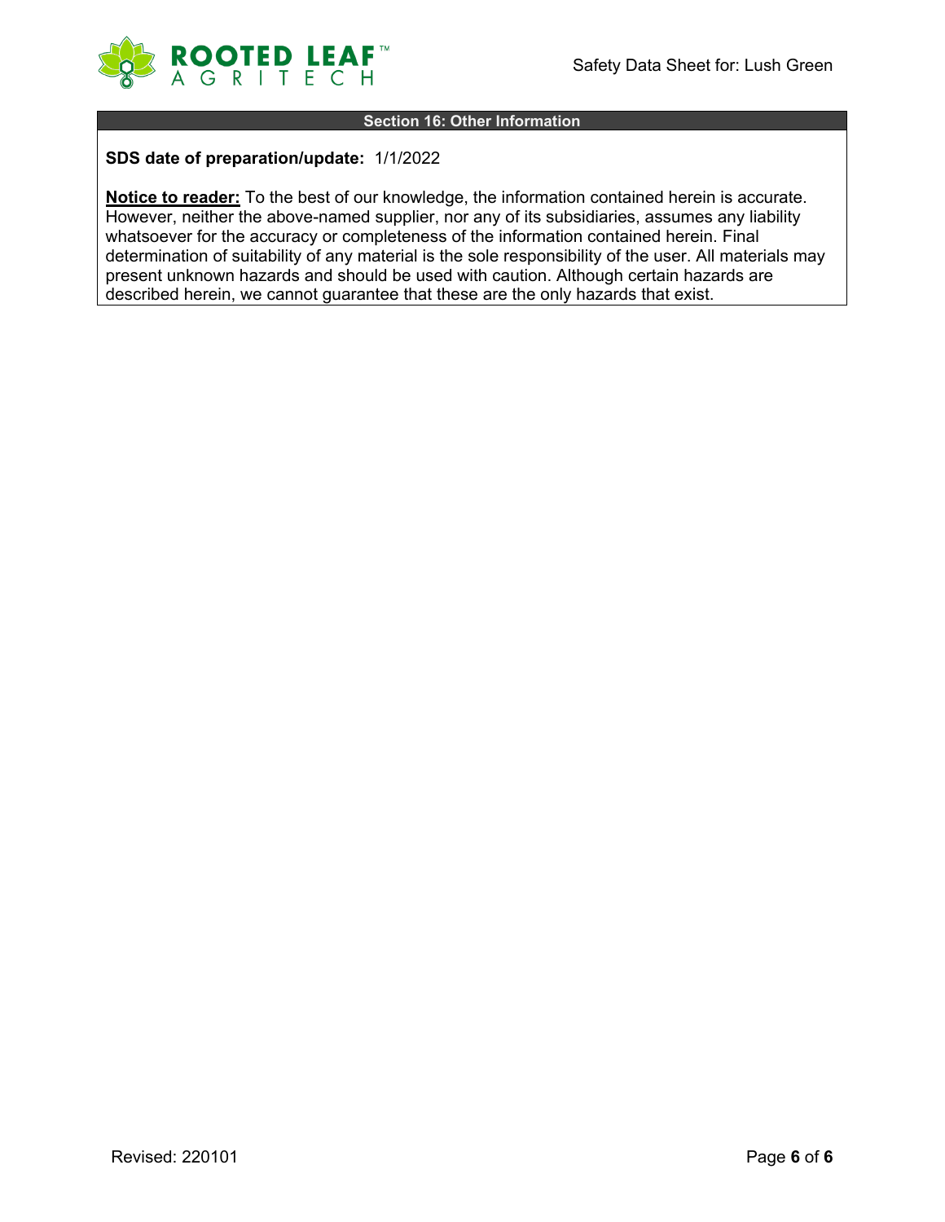## Section 16: Other Information

**SDS date of preparation/update:** 1/1/2022

**Notice to reader:** To the best of our knowledge, the information contained herein is accurate. However, neither the above-named supplier, nor any of its subsidiaries, assumes any liability whatsoever for the accuracy or completeness of the information contained herein. Final determination of suitability of any material is the sole responsibility of the user. All materials may present unknown hazards and should be used with caution. Although certain hazards are described herein, we cannot guarantee that these are the only hazards that exist.